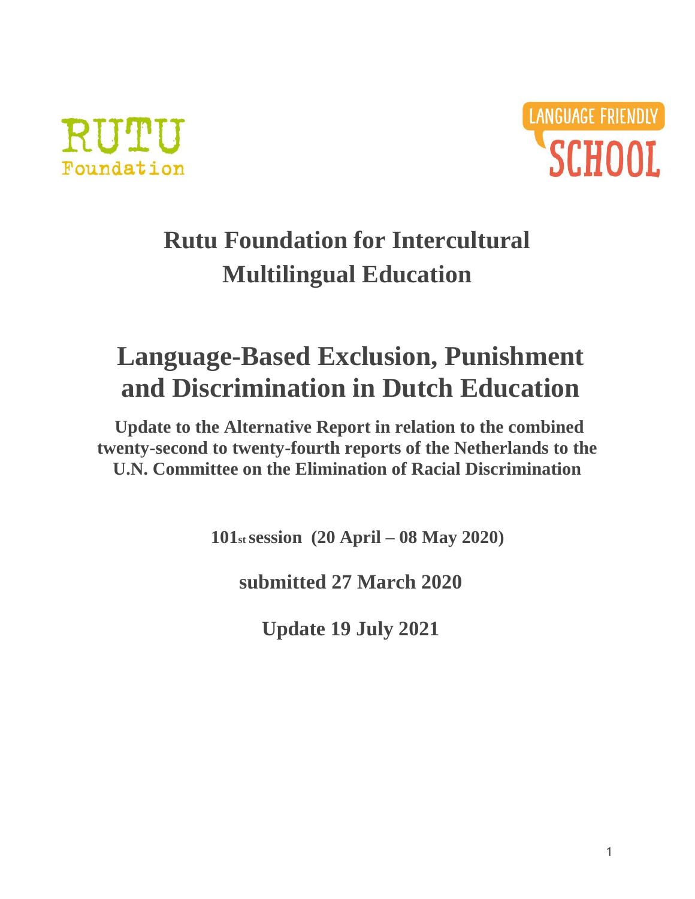RUTU Foundation

LANGUAGE FRIENDLY SCHOOL

# Rutu Foundation for Intercultural Multilingual Education

# Language-Based Exclusion, Punishment and Discrimination in Dutch Education

**Update to the Alternative Report in relation to the combined twenty-second to twenty-fourth reports of the Netherlands to the U.N. Committee on the Elimination of Racial Discrimination**

**101st session (20 April – 08 May 2020)**

**submitted 27 March 2020**

**Update 19 July 2021**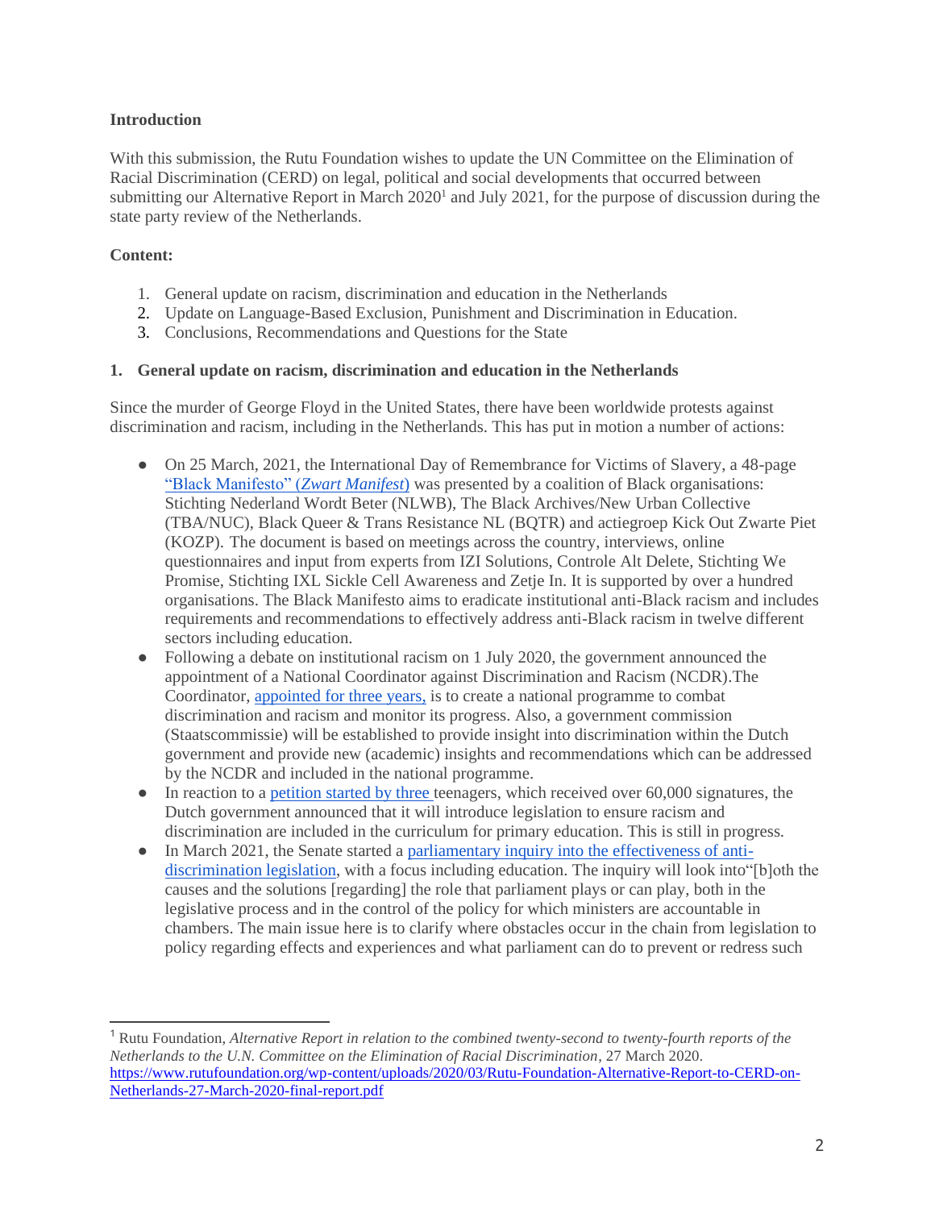**Introduction**

With this submission, the Rutu Foundation wishes to update the UN Committee on the Elimination of Racial Discrimination (CERD) on legal, political and social developments that occurred between submitting our Alternative Report in March 2020[1] and July 2021, for the purpose of discussion during the state party review of the Netherlands.

**Content:**

1. General update on racism, discrimination and education in the Netherlands
2. Update on Language-Based Exclusion, Punishment and Discrimination in Education.
3. Conclusions, Recommendations and Questions for the State

## 1. General update on racism, discrimination and education in the Netherlands

Since the murder of George Floyd in the United States, there have been worldwide protests against discrimination and racism, including in the Netherlands. This has put in motion a number of actions:

- On 25 March, 2021, the International Day of Remembrance for Victims of Slavery, a 48-page "Black Manifesto" (*Zwart Manifest*) was presented by a coalition of Black organisations: Stichting Nederland Wordt Beter (NLWB), The Black Archives/New Urban Collective (TBA/NUC), Black Queer & Trans Resistance NL (BQTR) and actiegroep Kick Out Zwarte Piet (KOZP). The document is based on meetings across the country, interviews, online questionnaires and input from experts from IZI Solutions, Controle Alt Delete, Stichting We Promise, Stichting IXL Sickle Cell Awareness and Zetje In. It is supported by over a hundred organisations. The Black Manifesto aims to eradicate institutional anti-Black racism and includes requirements and recommendations to effectively address anti-Black racism in twelve different sectors including education.
- Following a debate on institutional racism on 1 July 2020, the government announced the appointment of a National Coordinator against Discrimination and Racism (NCDR).The Coordinator, appointed for three years, is to create a national programme to combat discrimination and racism and monitor its progress. Also, a government commission (Staatscommissie) will be established to provide insight into discrimination within the Dutch government and provide new (academic) insights and recommendations which can be addressed by the NCDR and included in the national programme.
- In reaction to a petition started by three teenagers, which received over 60,000 signatures, the Dutch government announced that it will introduce legislation to ensure racism and discrimination are included in the curriculum for primary education. This is still in progress.
- In March 2021, the Senate started a parliamentary inquiry into the effectiveness of anti-discrimination legislation, with a focus including education. The inquiry will look into"[b]oth the causes and the solutions [regarding] the role that parliament plays or can play, both in the legislative process and in the control of the policy for which ministers are accountable in chambers. The main issue here is to clarify where obstacles occur in the chain from legislation to policy regarding effects and experiences and what parliament can do to prevent or redress such

---

[1] Rutu Foundation, *Alternative Report in relation to the combined twenty-second to twenty-fourth reports of the Netherlands to the U.N. Committee on the Elimination of Racial Discrimination*, 27 March 2020. https://www.rutufoundation.org/wp-content/uploads/2020/03/Rutu-Foundation-Alternative-Report-to-CERD-on-Netherlands-27-March-2020-final-report.pdf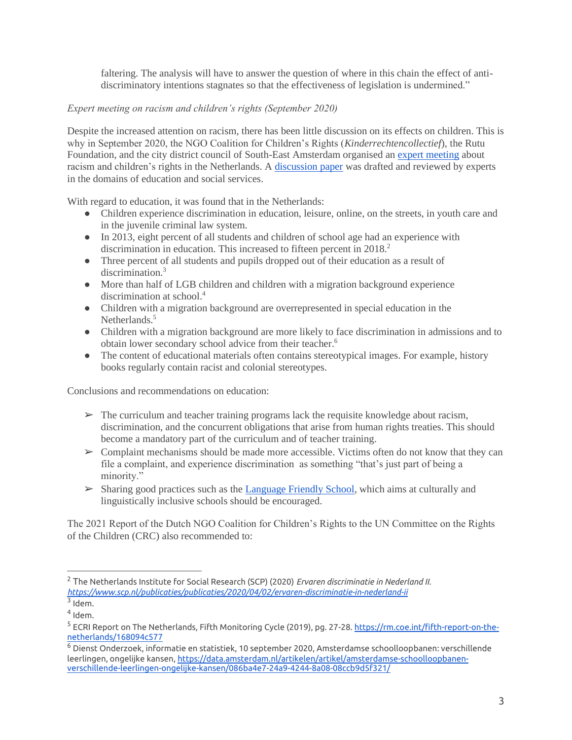faltering. The analysis will have to answer the question of where in this chain the effect of anti-discriminatory intentions stagnates so that the effectiveness of legislation is undermined."

*Expert meeting on racism and children's rights (September 2020)*

Despite the increased attention on racism, there has been little discussion on its effects on children. This is why in September 2020, the NGO Coalition for Children's Rights (*Kinderrechtencollectief*), the Rutu Foundation, and the city district council of South-East Amsterdam organised an [expert meeting](#) about racism and children's rights in the Netherlands. A [discussion paper](#) was drafted and reviewed by experts in the domains of education and social services.

With regard to education, it was found that in the Netherlands:

- Children experience discrimination in education, leisure, online, on the streets, in youth care and in the juvenile criminal law system.
- In 2013, eight percent of all students and children of school age had an experience with discrimination in education. This increased to fifteen percent in 2018.[2]
- Three percent of all students and pupils dropped out of their education as a result of discrimination.[3]
- More than half of LGB children and children with a migration background experience discrimination at school.[4]
- Children with a migration background are overrepresented in special education in the Netherlands.[5]
- Children with a migration background are more likely to face discrimination in admissions and to obtain lower secondary school advice from their teacher.[6]
- The content of educational materials often contains stereotypical images. For example, history books regularly contain racist and colonial stereotypes.

Conclusions and recommendations on education:

- ➢ The curriculum and teacher training programs lack the requisite knowledge about racism, discrimination, and the concurrent obligations that arise from human rights treaties. This should become a mandatory part of the curriculum and of teacher training.
- ➢ Complaint mechanisms should be made more accessible. Victims often do not know that they can file a complaint, and experience discrimination as something "that's just part of being a minority."
- ➢ Sharing good practices such as the [Language Friendly School](#), which aims at culturally and linguistically inclusive schools should be encouraged.

The 2021 Report of the Dutch NGO Coalition for Children's Rights to the UN Committee on the Rights of the Children (CRC) also recommended to:

---

[2] The Netherlands Institute for Social Research (SCP) (2020) *Ervaren discriminatie in Nederland II.* *https://www.scp.nl/publicaties/publicaties/2020/04/02/ervaren-discriminatie-in-nederland-ii*

[3] Idem.

[4] Idem.

[5] ECRI Report on The Netherlands, Fifth Monitoring Cycle (2019), pg. 27-28. https://rm.coe.int/fifth-report-on-the-netherlands/168094c577

[6] Dienst Onderzoek, informatie en statistiek, 10 september 2020, Amsterdamse schoolloopbanen: verschillende leerlingen, ongelijke kansen, https://data.amsterdam.nl/artikelen/artikel/amsterdamse-schoolloopbanen-verschillende-leerlingen-ongelijke-kansen/086ba4e7-24a9-4244-8a08-08ccb9d5f321/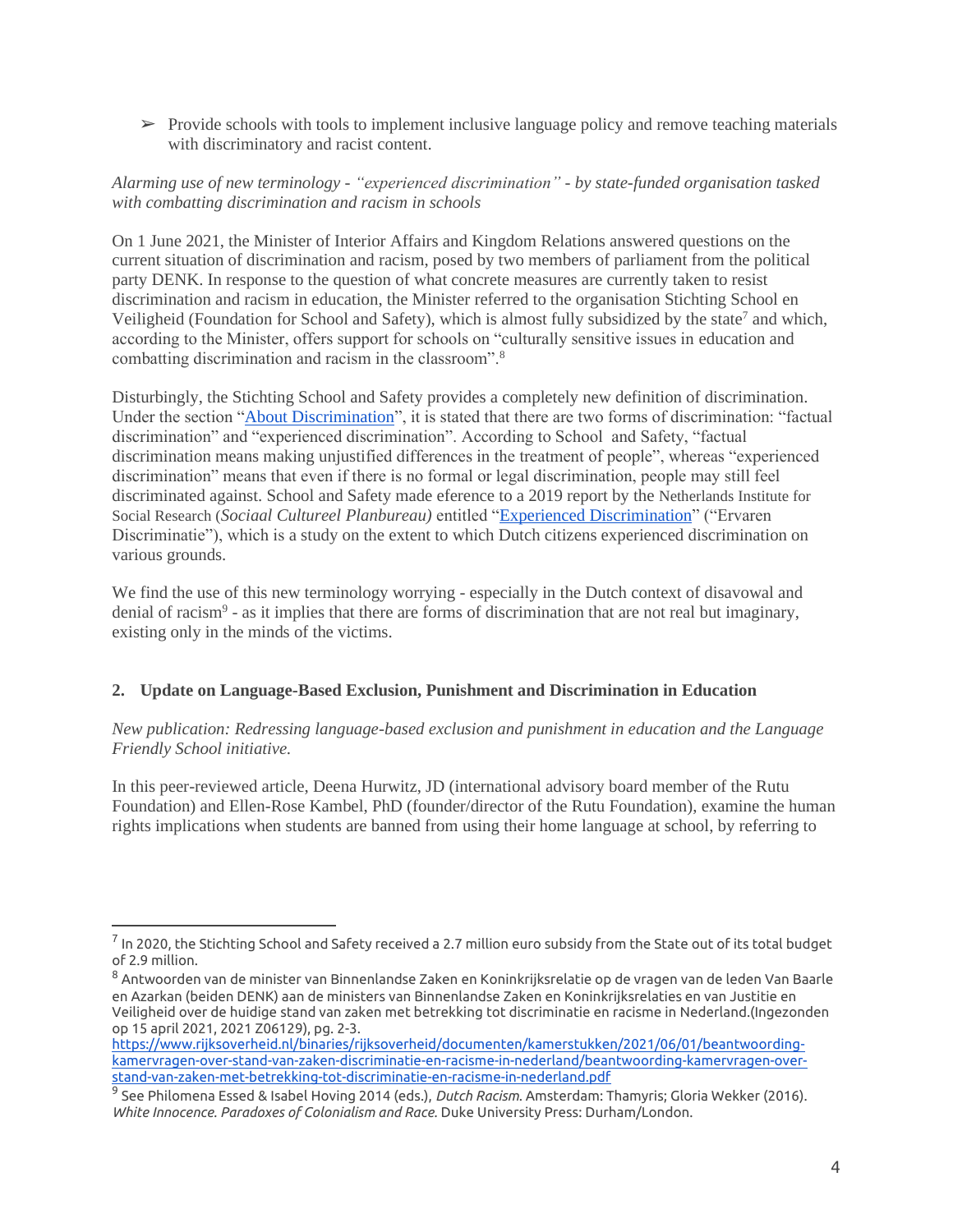➢ Provide schools with tools to implement inclusive language policy and remove teaching materials with discriminatory and racist content.

*Alarming use of new terminology - "experienced discrimination" - by state-funded organisation tasked with combatting discrimination and racism in schools*

On 1 June 2021, the Minister of Interior Affairs and Kingdom Relations answered questions on the current situation of discrimination and racism, posed by two members of parliament from the political party DENK. In response to the question of what concrete measures are currently taken to resist discrimination and racism in education, the Minister referred to the organisation Stichting School en Veiligheid (Foundation for School and Safety), which is almost fully subsidized by the state[7] and which, according to the Minister, offers support for schools on "culturally sensitive issues in education and combatting discrimination and racism in the classroom".[8]

Disturbingly, the Stichting School and Safety provides a completely new definition of discrimination. Under the section "About Discrimination", it is stated that there are two forms of discrimination: "factual discrimination" and "experienced discrimination". According to School and Safety, "factual discrimination means making unjustified differences in the treatment of people", whereas "experienced discrimination" means that even if there is no formal or legal discrimination, people may still feel discriminated against. School and Safety made eference to a 2019 report by the Netherlands Institute for Social Research (*Sociaal Cultureel Planbureau)* entitled "Experienced Discrimination" ("Ervaren Discriminatie"), which is a study on the extent to which Dutch citizens experienced discrimination on various grounds.

We find the use of this new terminology worrying - especially in the Dutch context of disavowal and denial of racism[9] - as it implies that there are forms of discrimination that are not real but imaginary, existing only in the minds of the victims.

## 2. Update on Language-Based Exclusion, Punishment and Discrimination in Education

*New publication: Redressing language-based exclusion and punishment in education and the Language Friendly School initiative.*

In this peer-reviewed article, Deena Hurwitz, JD (international advisory board member of the Rutu Foundation) and Ellen-Rose Kambel, PhD (founder/director of the Rutu Foundation), examine the human rights implications when students are banned from using their home language at school, by referring to

---

[7] In 2020, the Stichting School and Safety received a 2.7 million euro subsidy from the State out of its total budget of 2.9 million.

[8] Antwoorden van de minister van Binnenlandse Zaken en Koninkrijksrelatie op de vragen van de leden Van Baarle en Azarkan (beiden DENK) aan de ministers van Binnenlandse Zaken en Koninkrijksrelaties en van Justitie en Veiligheid over de huidige stand van zaken met betrekking tot discriminatie en racisme in Nederland.(Ingezonden op 15 april 2021, 2021 Z06129), pg. 2-3. https://www.rijksoverheid.nl/binaries/rijksoverheid/documenten/kamerstukken/2021/06/01/beantwoording-kamervragen-over-stand-van-zaken-discriminatie-en-racisme-in-nederland/beantwoording-kamervragen-over-stand-van-zaken-met-betrekking-tot-discriminatie-en-racisme-in-nederland.pdf

[9] See Philomena Essed & Isabel Hoving 2014 (eds.), *Dutch Racism.* Amsterdam: Thamyris; Gloria Wekker (2016). *White Innocence. Paradoxes of Colonialism and Race.* Duke University Press: Durham/London.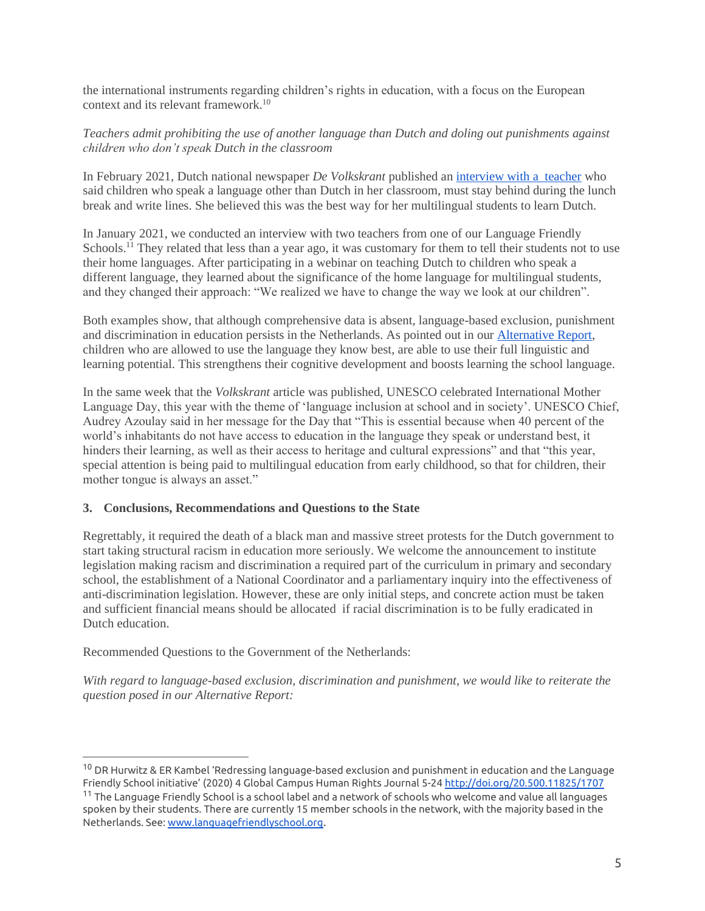the international instruments regarding children's rights in education, with a focus on the European context and its relevant framework.[10]

*Teachers admit prohibiting the use of another language than Dutch and doling out punishments against children who don't speak Dutch in the classroom*

In February 2021, Dutch national newspaper *De Volkskrant* published an [interview with a teacher]() who said children who speak a language other than Dutch in her classroom, must stay behind during the lunch break and write lines. She believed this was the best way for her multilingual students to learn Dutch.

In January 2021, we conducted an interview with two teachers from one of our Language Friendly Schools.[11] They related that less than a year ago, it was customary for them to tell their students not to use their home languages. After participating in a webinar on teaching Dutch to children who speak a different language, they learned about the significance of the home language for multilingual students, and they changed their approach: "We realized we have to change the way we look at our children".

Both examples show, that although comprehensive data is absent, language-based exclusion, punishment and discrimination in education persists in the Netherlands. As pointed out in our [Alternative Report](), children who are allowed to use the language they know best, are able to use their full linguistic and learning potential. This strengthens their cognitive development and boosts learning the school language.

In the same week that the *Volkskrant* article was published, UNESCO celebrated International Mother Language Day, this year with the theme of 'language inclusion at school and in society'. UNESCO Chief, Audrey Azoulay said in her message for the Day that "This is essential because when 40 percent of the world's inhabitants do not have access to education in the language they speak or understand best, it hinders their learning, as well as their access to heritage and cultural expressions" and that "this year, special attention is being paid to multilingual education from early childhood, so that for children, their mother tongue is always an asset."

## 3. Conclusions, Recommendations and Questions to the State

Regrettably, it required the death of a black man and massive street protests for the Dutch government to start taking structural racism in education more seriously. We welcome the announcement to institute legislation making racism and discrimination a required part of the curriculum in primary and secondary school, the establishment of a National Coordinator and a parliamentary inquiry into the effectiveness of anti-discrimination legislation. However, these are only initial steps, and concrete action must be taken and sufficient financial means should be allocated if racial discrimination is to be fully eradicated in Dutch education.

Recommended Questions to the Government of the Netherlands:

*With regard to language-based exclusion, discrimination and punishment, we would like to reiterate the question posed in our Alternative Report:*

---

[10] DR Hurwitz & ER Kambel 'Redressing language-based exclusion and punishment in education and the Language Friendly School initiative' (2020) 4 Global Campus Human Rights Journal 5-24 http://doi.org/20.500.11825/1707

[11] The Language Friendly School is a school label and a network of schools who welcome and value all languages spoken by their students. There are currently 15 member schools in the network, with the majority based in the Netherlands. See: www.languagefriendlyschool.org.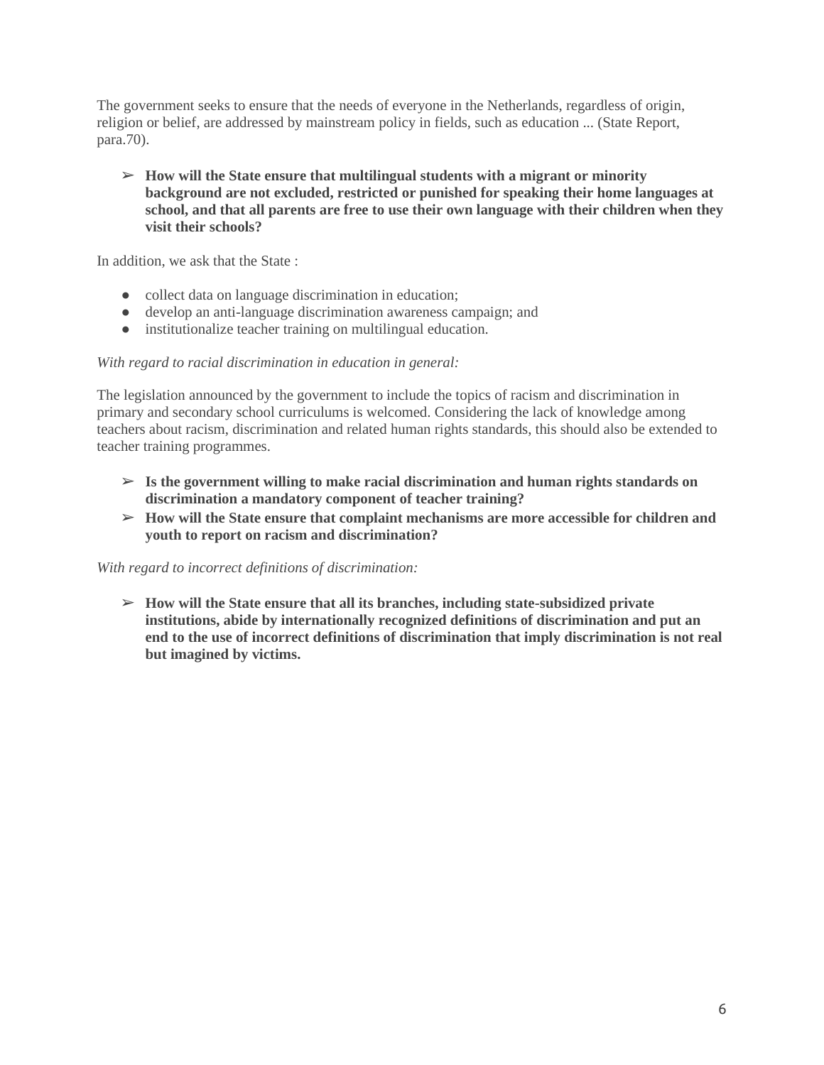The government seeks to ensure that the needs of everyone in the Netherlands, regardless of origin, religion or belief, are addressed by mainstream policy in fields, such as education ... (State Report, para.70).

- ➢ **How will the State ensure that multilingual students with a migrant or minority background are not excluded, restricted or punished for speaking their home languages at school, and that all parents are free to use their own language with their children when they visit their schools?**

In addition, we ask that the State :

- collect data on language discrimination in education;
- develop an anti-language discrimination awareness campaign; and
- institutionalize teacher training on multilingual education.

*With regard to racial discrimination in education in general:*

The legislation announced by the government to include the topics of racism and discrimination in primary and secondary school curriculums is welcomed. Considering the lack of knowledge among teachers about racism, discrimination and related human rights standards, this should also be extended to teacher training programmes.

- ➢ **Is the government willing to make racial discrimination and human rights standards on discrimination a mandatory component of teacher training?**
- ➢ **How will the State ensure that complaint mechanisms are more accessible for children and youth to report on racism and discrimination?**

*With regard to incorrect definitions of discrimination:*

- ➢ **How will the State ensure that all its branches, including state-subsidized private institutions, abide by internationally recognized definitions of discrimination and put an end to the use of incorrect definitions of discrimination that imply discrimination is not real but imagined by victims.**